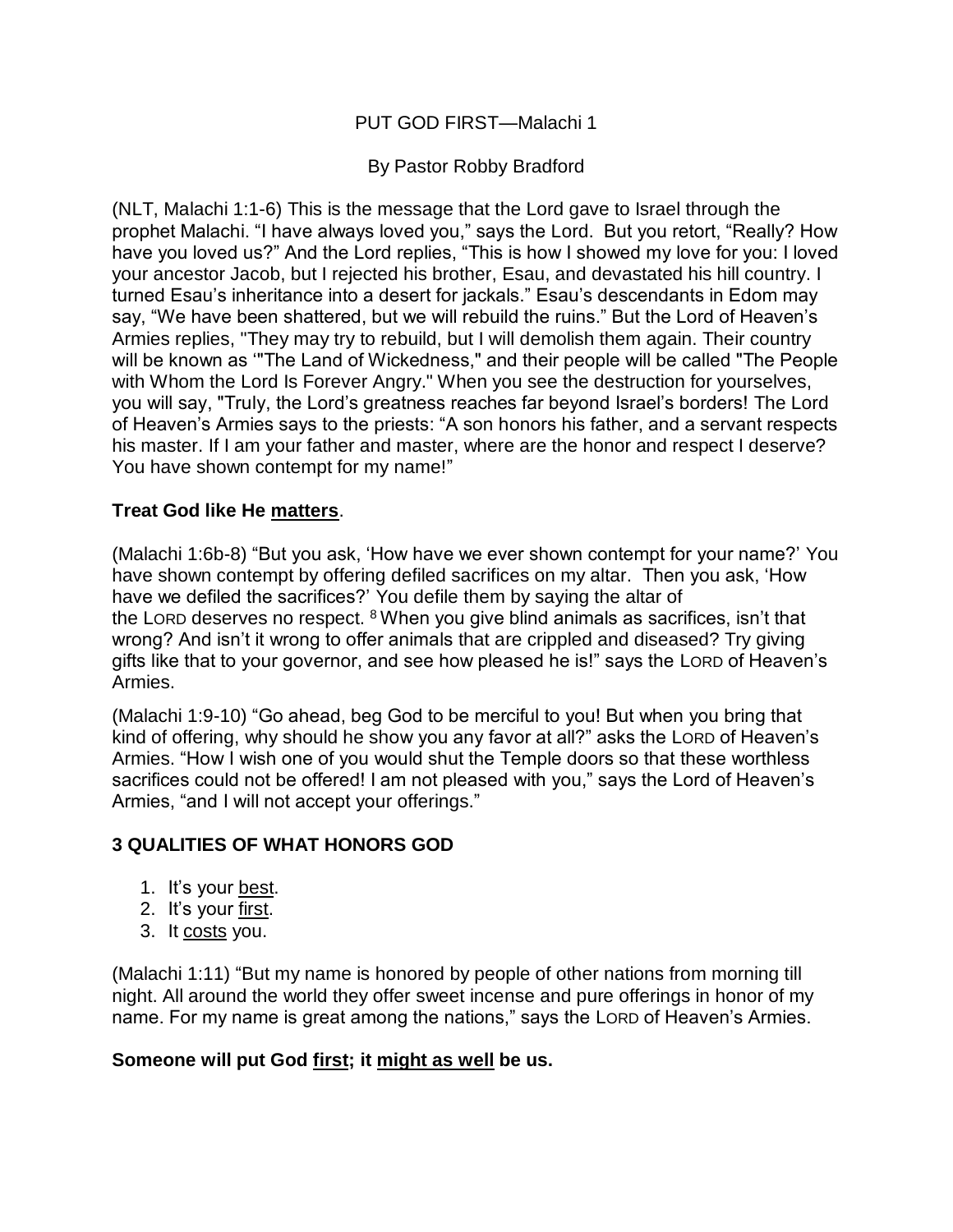# PUT GOD FIRST—Malachi 1

By Pastor Robby Bradford

(NLT, Malachi 1:1-6) This is the message that the Lord gave to Israel through the prophet Malachi. "I have always loved you," says the Lord. But you retort, "Really? How have you loved us?" And the Lord replies, "This is how I showed my love for you: I loved your ancestor Jacob, but I rejected his brother, Esau, and devastated his hill country. I turned Esau's inheritance into a desert for jackals." Esau's descendants in Edom may say, "We have been shattered, but we will rebuild the ruins." But the Lord of Heaven's Armies replies, "They may try to rebuild, but I will demolish them again. Their country will be known as '"The Land of Wickedness," and their people will be called "The People with Whom the Lord Is Forever Angry." When you see the destruction for yourselves, you will say, "Truly, the Lord's greatness reaches far beyond Israel's borders! The Lord of Heaven's Armies says to the priests: "A son honors his father, and a servant respects his master. If I am your father and master, where are the honor and respect I deserve? You have shown contempt for my name!"

**Treat God like He matters**.

(Malachi 1:6b-8) "But you ask, 'How have we ever shown contempt for your name?' You have shown contempt by offering defiled sacrifices on my altar. Then you ask, 'How have we defiled the sacrifices?' You defile them by saying the altar of the LORD deserves no respect. [8] When you give blind animals as sacrifices, isn't that wrong? And isn't it wrong to offer animals that are crippled and diseased? Try giving gifts like that to your governor, and see how pleased he is!" says the LORD of Heaven's Armies.

(Malachi 1:9-10) "Go ahead, beg God to be merciful to you! But when you bring that kind of offering, why should he show you any favor at all?" asks the LORD of Heaven's Armies. "How I wish one of you would shut the Temple doors so that these worthless sacrifices could not be offered! I am not pleased with you," says the Lord of Heaven's Armies, "and I will not accept your offerings."

**3 QUALITIES OF WHAT HONORS GOD**

1. It's your best.
2. It's your first.
3. It costs you.

(Malachi 1:11) "But my name is honored by people of other nations from morning till night. All around the world they offer sweet incense and pure offerings in honor of my name. For my name is great among the nations," says the LORD of Heaven's Armies.

**Someone will put God first; it might as well be us.**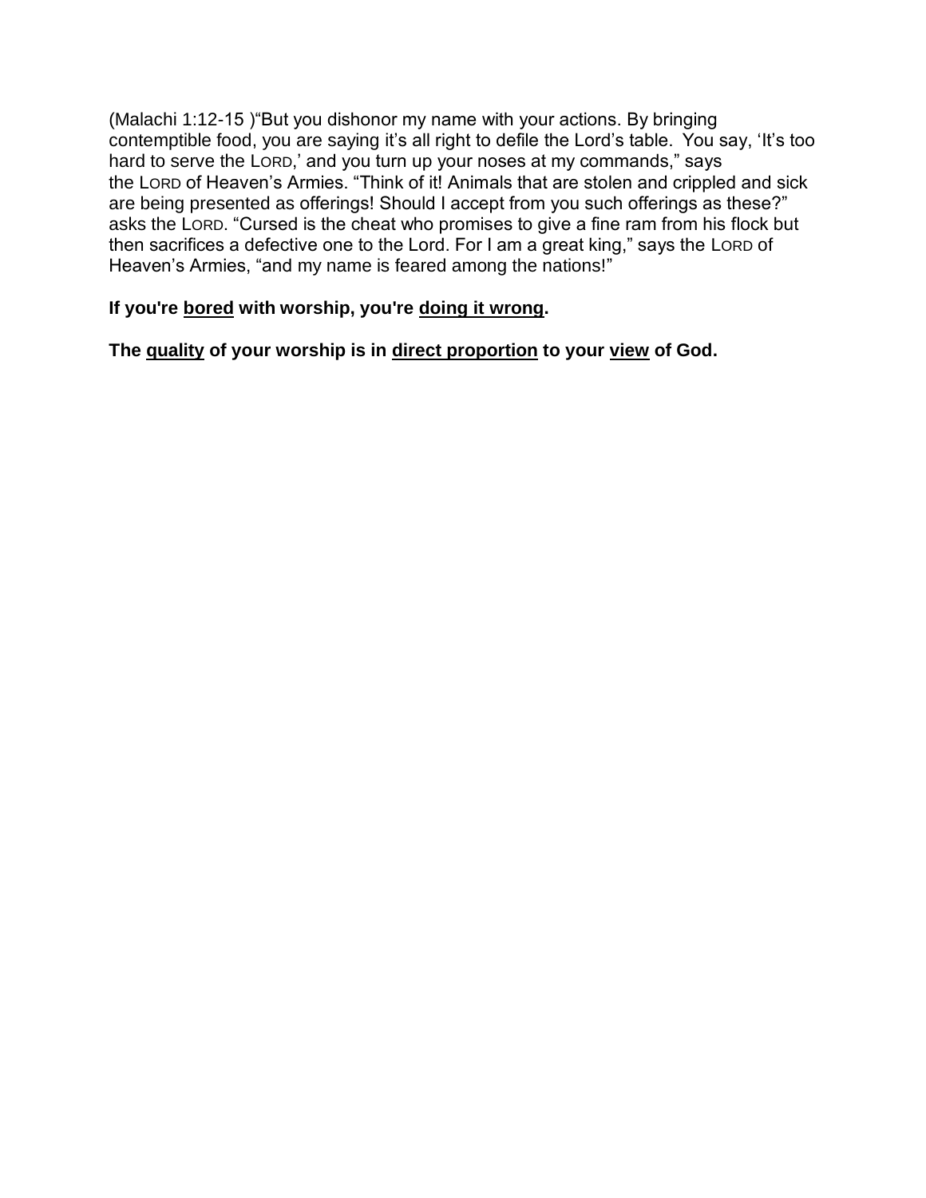(Malachi 1:12-15 )"But you dishonor my name with your actions. By bringing contemptible food, you are saying it's all right to defile the Lord's table. You say, 'It's too hard to serve the LORD,' and you turn up your noses at my commands," says the LORD of Heaven's Armies. "Think of it! Animals that are stolen and crippled and sick are being presented as offerings! Should I accept from you such offerings as these?" asks the LORD. "Cursed is the cheat who promises to give a fine ram from his flock but then sacrifices a defective one to the Lord. For I am a great king," says the LORD of Heaven's Armies, "and my name is feared among the nations!"

**If you're <u>bored</u> with worship, you're <u>doing it wrong</u>.**

**The <u>quality</u> of your worship is in <u>direct proportion</u> to your <u>view</u> of God.**